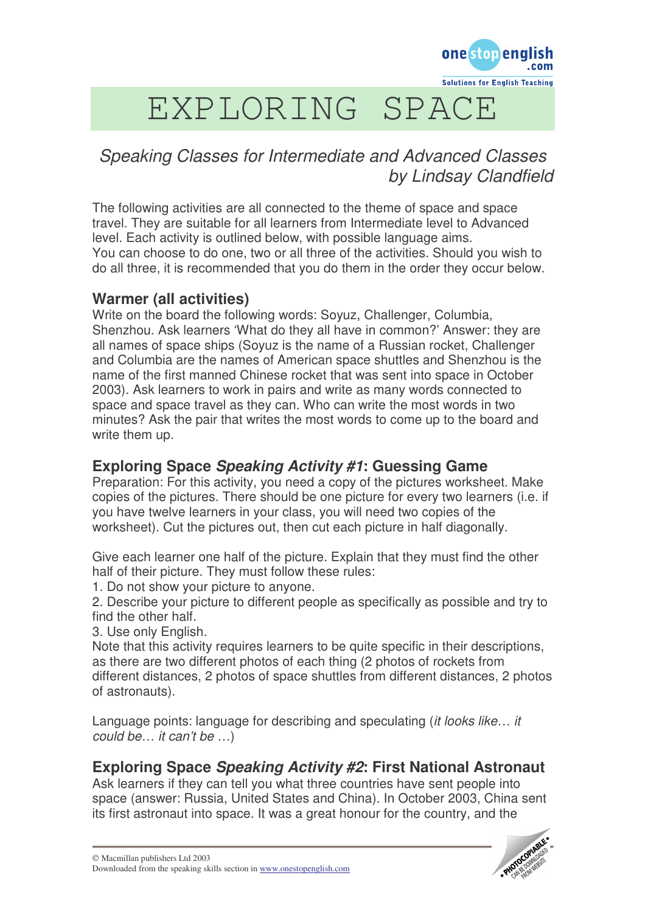# EXPLORING SPACE

*Speaking Classes for Intermediate and Advanced Classes*
*by Lindsay Clandfield*

The following activities are all connected to the theme of space and space travel. They are suitable for all learners from Intermediate level to Advanced level. Each activity is outlined below, with possible language aims.
You can choose to do one, two or all three of the activities. Should you wish to do all three, it is recommended that you do them in the order they occur below.

## Warmer (all activities)

Write on the board the following words: Soyuz, Challenger, Columbia, Shenzhou. Ask learners 'What do they all have in common?' Answer: they are all names of space ships (Soyuz is the name of a Russian rocket, Challenger and Columbia are the names of American space shuttles and Shenzhou is the name of the first manned Chinese rocket that was sent into space in October 2003). Ask learners to work in pairs and write as many words connected to space and space travel as they can. Who can write the most words in two minutes? Ask the pair that writes the most words to come up to the board and write them up.

## Exploring Space *Speaking Activity #1*: Guessing Game

Preparation: For this activity, you need a copy of the pictures worksheet. Make copies of the pictures. There should be one picture for every two learners (i.e. if you have twelve learners in your class, you will need two copies of the worksheet). Cut the pictures out, then cut each picture in half diagonally.

Give each learner one half of the picture. Explain that they must find the other half of their picture. They must follow these rules:

1. Do not show your picture to anyone.
2. Describe your picture to different people as specifically as possible and try to find the other half.
3. Use only English.

Note that this activity requires learners to be quite specific in their descriptions, as there are two different photos of each thing (2 photos of rockets from different distances, 2 photos of space shuttles from different distances, 2 photos of astronauts).

Language points: language for describing and speculating (*it looks like… it could be… it can't be …*)

## Exploring Space *Speaking Activity #2*: First National Astronaut

Ask learners if they can tell you what three countries have sent people into space (answer: Russia, United States and China). In October 2003, China sent its first astronaut into space. It was a great honour for the country, and the

© Macmillan publishers Ltd 2003
Downloaded from the speaking skills section in www.onestopenglish.com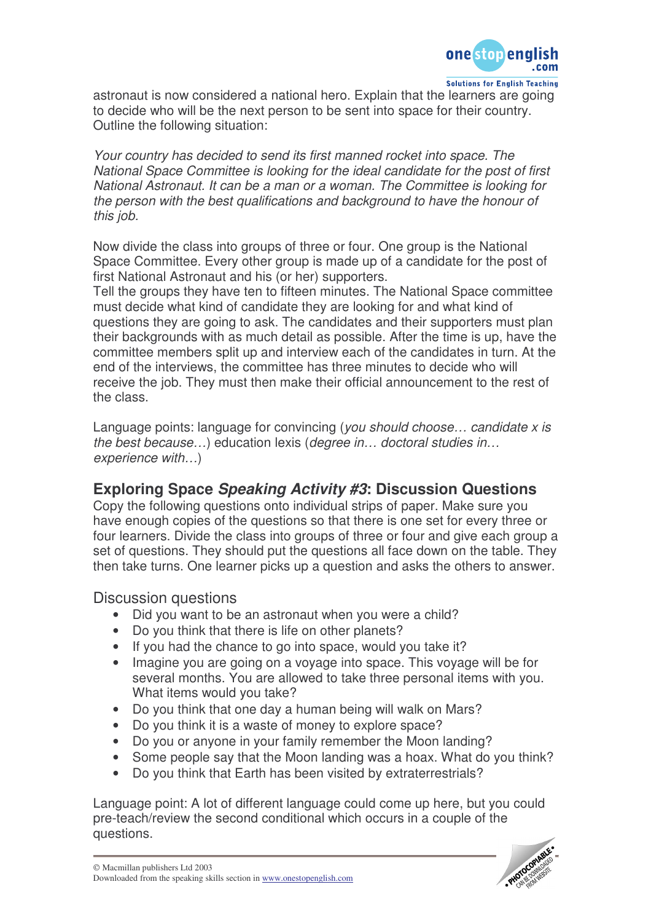astronaut is now considered a national hero. Explain that the learners are going to decide who will be the next person to be sent into space for their country. Outline the following situation:

*Your country has decided to send its first manned rocket into space. The National Space Committee is looking for the ideal candidate for the post of first National Astronaut. It can be a man or a woman. The Committee is looking for the person with the best qualifications and background to have the honour of this job.*

Now divide the class into groups of three or four. One group is the National Space Committee. Every other group is made up of a candidate for the post of first National Astronaut and his (or her) supporters.
Tell the groups they have ten to fifteen minutes. The National Space committee must decide what kind of candidate they are looking for and what kind of questions they are going to ask. The candidates and their supporters must plan their backgrounds with as much detail as possible. After the time is up, have the committee members split up and interview each of the candidates in turn. At the end of the interviews, the committee has three minutes to decide who will receive the job. They must then make their official announcement to the rest of the class.

Language points: language for convincing (*you should choose… candidate x is the best because…*) education lexis (*degree in… doctoral studies in… experience with…*)

## Exploring Space *Speaking Activity #3*: Discussion Questions

Copy the following questions onto individual strips of paper. Make sure you have enough copies of the questions so that there is one set for every three or four learners. Divide the class into groups of three or four and give each group a set of questions. They should put the questions all face down on the table. They then take turns. One learner picks up a question and asks the others to answer.

### Discussion questions

- Did you want to be an astronaut when you were a child?
- Do you think that there is life on other planets?
- If you had the chance to go into space, would you take it?
- Imagine you are going on a voyage into space. This voyage will be for several months. You are allowed to take three personal items with you. What items would you take?
- Do you think that one day a human being will walk on Mars?
- Do you think it is a waste of money to explore space?
- Do you or anyone in your family remember the Moon landing?
- Some people say that the Moon landing was a hoax. What do you think?
- Do you think that Earth has been visited by extraterrestrials?

Language point: A lot of different language could come up here, but you could pre-teach/review the second conditional which occurs in a couple of the questions.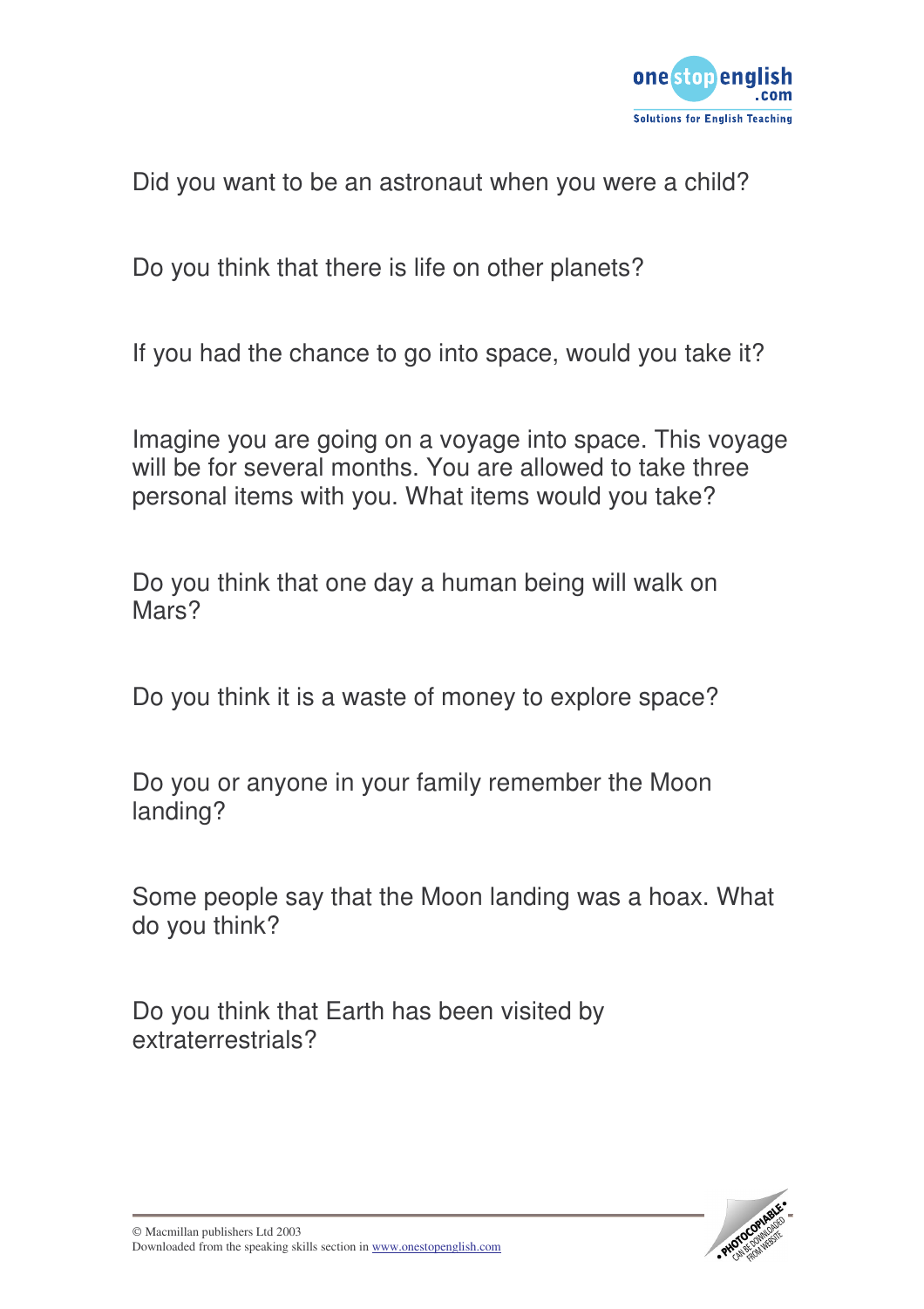Did you want to be an astronaut when you were a child?

Do you think that there is life on other planets?

If you had the chance to go into space, would you take it?

Imagine you are going on a voyage into space. This voyage will be for several months. You are allowed to take three personal items with you. What items would you take?

Do you think that one day a human being will walk on Mars?

Do you think it is a waste of money to explore space?

Do you or anyone in your family remember the Moon landing?

Some people say that the Moon landing was a hoax. What do you think?

Do you think that Earth has been visited by extraterrestrials?